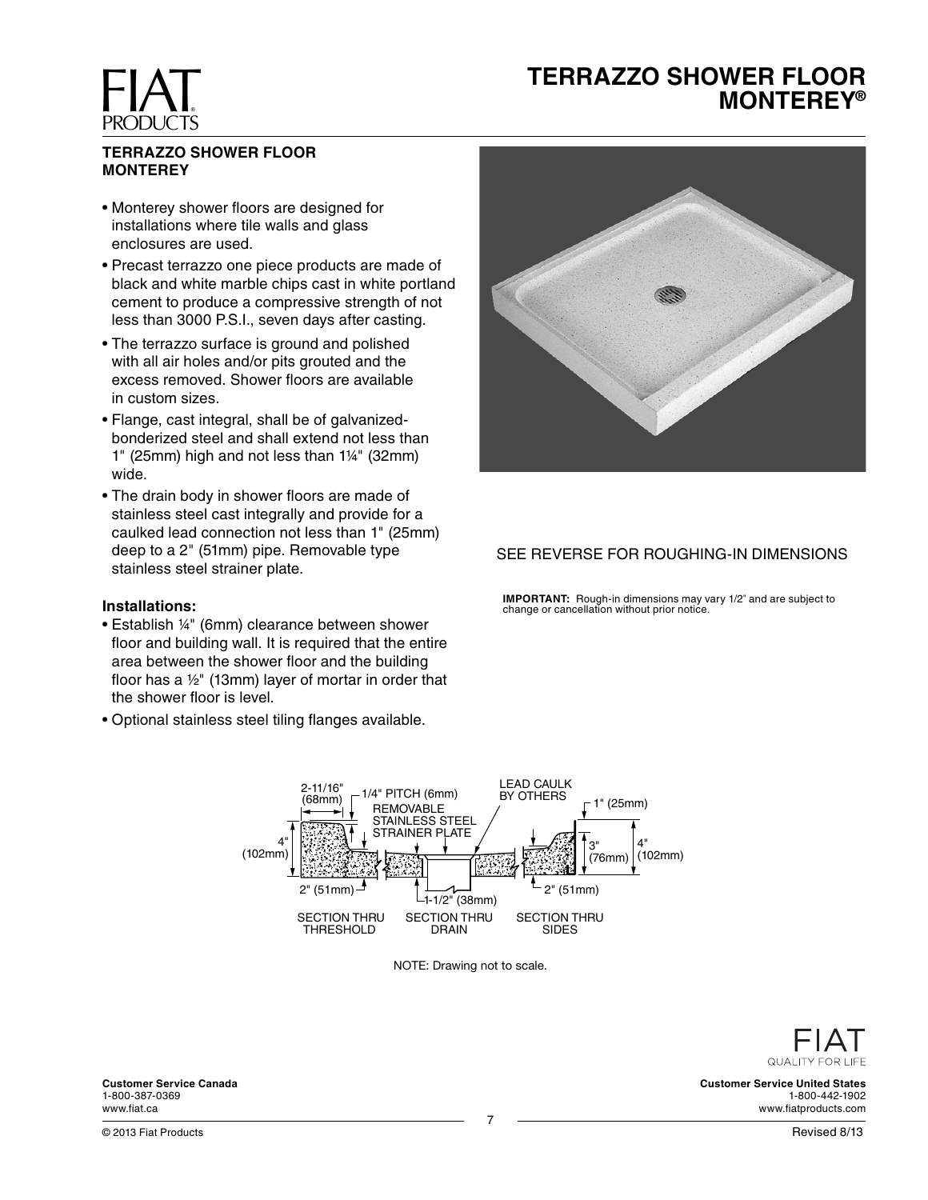# TERRAZZO SHOWER FLOOR MONTEREY®

## TERRAZZO SHOWER FLOOR MONTEREY

- Monterey shower floors are designed for installations where tile walls and glass enclosures are used.
- Precast terrazzo one piece products are made of black and white marble chips cast in white portland cement to produce a compressive strength of not less than 3000 P.S.I., seven days after casting.
- The terrazzo surface is ground and polished with all air holes and/or pits grouted and the excess removed. Shower floors are available in custom sizes.
- Flange, cast integral, shall be of galvanized-bonderized steel and shall extend not less than 1" (25mm) high and not less than 1¼" (32mm) wide.
- The drain body in shower floors are made of stainless steel cast integrally and provide for a caulked lead connection not less than 1" (25mm) deep to a 2" (51mm) pipe. Removable type stainless steel strainer plate.

### Installations:

- Establish ¼" (6mm) clearance between shower floor and building wall. It is required that the entire area between the shower floor and the building floor has a ½" (13mm) layer of mortar in order that the shower floor is level.
- Optional stainless steel tiling flanges available.

SEE REVERSE FOR ROUGHING-IN DIMENSIONS

**IMPORTANT:** Rough-in dimensions may vary 1/2" and are subject to change or cancellation without prior notice.

2-11/16" (68mm) — 1/4" PITCH (6mm) — REMOVABLE STAINLESS STEEL STRAINER PLATE — LEAD CAULK BY OTHERS — 1" (25mm) — 4" (102mm) — 3" (76mm) — 4" (102mm) — 2" (51mm) — 1-1/2" (38mm) — 2" (51mm)

SECTION THRU THRESHOLD — SECTION THRU DRAIN — SECTION THRU SIDES

NOTE: Drawing not to scale.

FIAT QUALITY FOR LIFE

**Customer Service Canada**
1-800-387-0369
www.fiat.ca

**Customer Service United States**
1-800-442-1902
www.fiatproducts.com

© 2013 Fiat Products

Revised 8/13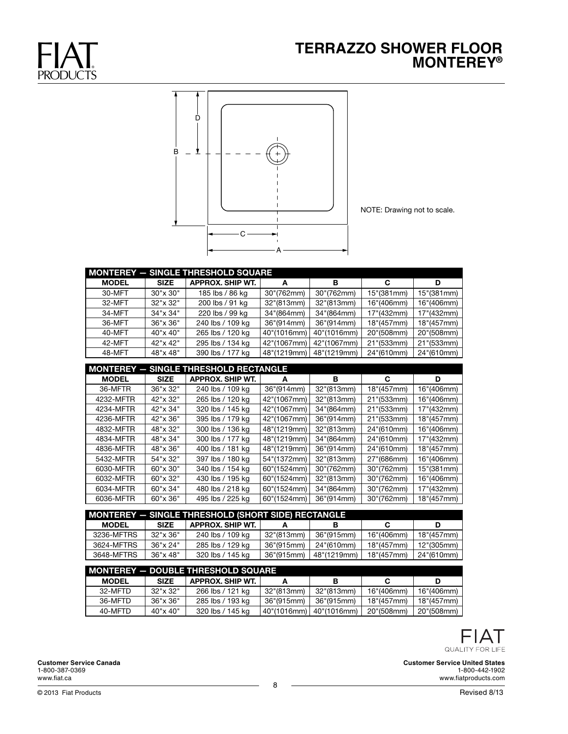# TERRAZZO SHOWER FLOOR MONTEREY®

D

B

C

A

NOTE: Drawing not to scale.

## MONTEREY — SINGLE THRESHOLD SQUARE

| MODEL | SIZE | APPROX. SHIP WT. | A | B | C | D |
|---|---|---|---|---|---|---|
| 30-MFT | 30"x 30" | 185 lbs / 86 kg | 30"(762mm) | 30"(762mm) | 15"(381mm) | 15"(381mm) |
| 32-MFT | 32"x 32" | 200 lbs / 91 kg | 32"(813mm) | 32"(813mm) | 16"(406mm) | 16"(406mm) |
| 34-MFT | 34"x 34" | 220 lbs / 99 kg | 34"(864mm) | 34"(864mm) | 17"(432mm) | 17"(432mm) |
| 36-MFT | 36"x 36" | 240 lbs / 109 kg | 36"(914mm) | 36"(914mm) | 18"(457mm) | 18"(457mm) |
| 40-MFT | 40"x 40" | 265 lbs / 120 kg | 40"(1016mm) | 40"(1016mm) | 20"(508mm) | 20"(508mm) |
| 42-MFT | 42"x 42" | 295 lbs / 134 kg | 42"(1067mm) | 42"(1067mm) | 21"(533mm) | 21"(533mm) |
| 48-MFT | 48"x 48" | 390 lbs / 177 kg | 48"(1219mm) | 48"(1219mm) | 24"(610mm) | 24"(610mm) |

## MONTEREY — SINGLE THRESHOLD RECTANGLE

| MODEL | SIZE | APPROX. SHIP WT. | A | B | C | D |
|---|---|---|---|---|---|---|
| 36-MFTR | 36"x 32" | 240 lbs / 109 kg | 36"(914mm) | 32"(813mm) | 18"(457mm) | 16"(406mm) |
| 4232-MFTR | 42"x 32" | 265 lbs / 120 kg | 42"(1067mm) | 32"(813mm) | 21"(533mm) | 16"(406mm) |
| 4234-MFTR | 42"x 34" | 320 lbs / 145 kg | 42"(1067mm) | 34"(864mm) | 21"(533mm) | 17"(432mm) |
| 4236-MFTR | 42"x 36" | 395 lbs / 179 kg | 42"(1067mm) | 36"(914mm) | 21"(533mm) | 18"(457mm) |
| 4832-MFTR | 48"x 32" | 300 lbs / 136 kg | 48"(1219mm) | 32"(813mm) | 24"(610mm) | 16"(406mm) |
| 4834-MFTR | 48"x 34" | 300 lbs / 177 kg | 48"(1219mm) | 34"(864mm) | 24"(610mm) | 17"(432mm) |
| 4836-MFTR | 48"x 36" | 400 lbs / 181 kg | 48"(1219mm) | 36"(914mm) | 24"(610mm) | 18"(457mm) |
| 5432-MFTR | 54"x 32" | 397 lbs / 180 kg | 54"(1372mm) | 32"(813mm) | 27"(686mm) | 16"(406mm) |
| 6030-MFTR | 60"x 30" | 340 lbs / 154 kg | 60"(1524mm) | 30"(762mm) | 30"(762mm) | 15"(381mm) |
| 6032-MFTR | 60"x 32" | 430 lbs / 195 kg | 60"(1524mm) | 32"(813mm) | 30"(762mm) | 16"(406mm) |
| 6034-MFTR | 60"x 34" | 480 lbs / 218 kg | 60"(1524mm) | 34"(864mm) | 30"(762mm) | 17"(432mm) |
| 6036-MFTR | 60"x 36" | 495 lbs / 225 kg | 60"(1524mm) | 36"(914mm) | 30"(762mm) | 18"(457mm) |

## MONTEREY — SINGLE THRESHOLD (SHORT SIDE) RECTANGLE

| MODEL | SIZE | APPROX. SHIP WT. | A | B | C | D |
|---|---|---|---|---|---|---|
| 3236-MFTRS | 32"x 36" | 240 lbs / 109 kg | 32"(813mm) | 36"(915mm) | 16"(406mm) | 18"(457mm) |
| 3624-MFTRS | 36"x 24" | 285 lbs / 129 kg | 36"(915mm) | 24"(610mm) | 18"(457mm) | 12"(305mm) |
| 3648-MFTRS | 36"x 48" | 320 lbs / 145 kg | 36"(915mm) | 48"(1219mm) | 18"(457mm) | 24"(610mm) |

## MONTEREY — DOUBLE THRESHOLD SQUARE

| MODEL | SIZE | APPROX. SHIP WT. | A | B | C | D |
|---|---|---|---|---|---|---|
| 32-MFTD | 32"x 32" | 266 lbs / 121 kg | 32"(813mm) | 32"(813mm) | 16"(406mm) | 16"(406mm) |
| 36-MFTD | 36"x 36" | 285 lbs / 193 kg | 36"(915mm) | 36"(915mm) | 18"(457mm) | 18"(457mm) |
| 40-MFTD | 40"x 40" | 320 lbs / 145 kg | 40"(1016mm) | 40"(1016mm) | 20"(508mm) | 20"(508mm) |

FIAT QUALITY FOR LIFE

**Customer Service Canada**
1-800-387-0369
www.fiat.ca

**Customer Service United States**
1-800-442-1902
www.fiatproducts.com

© 2013 Fiat Products

Revised 8/13